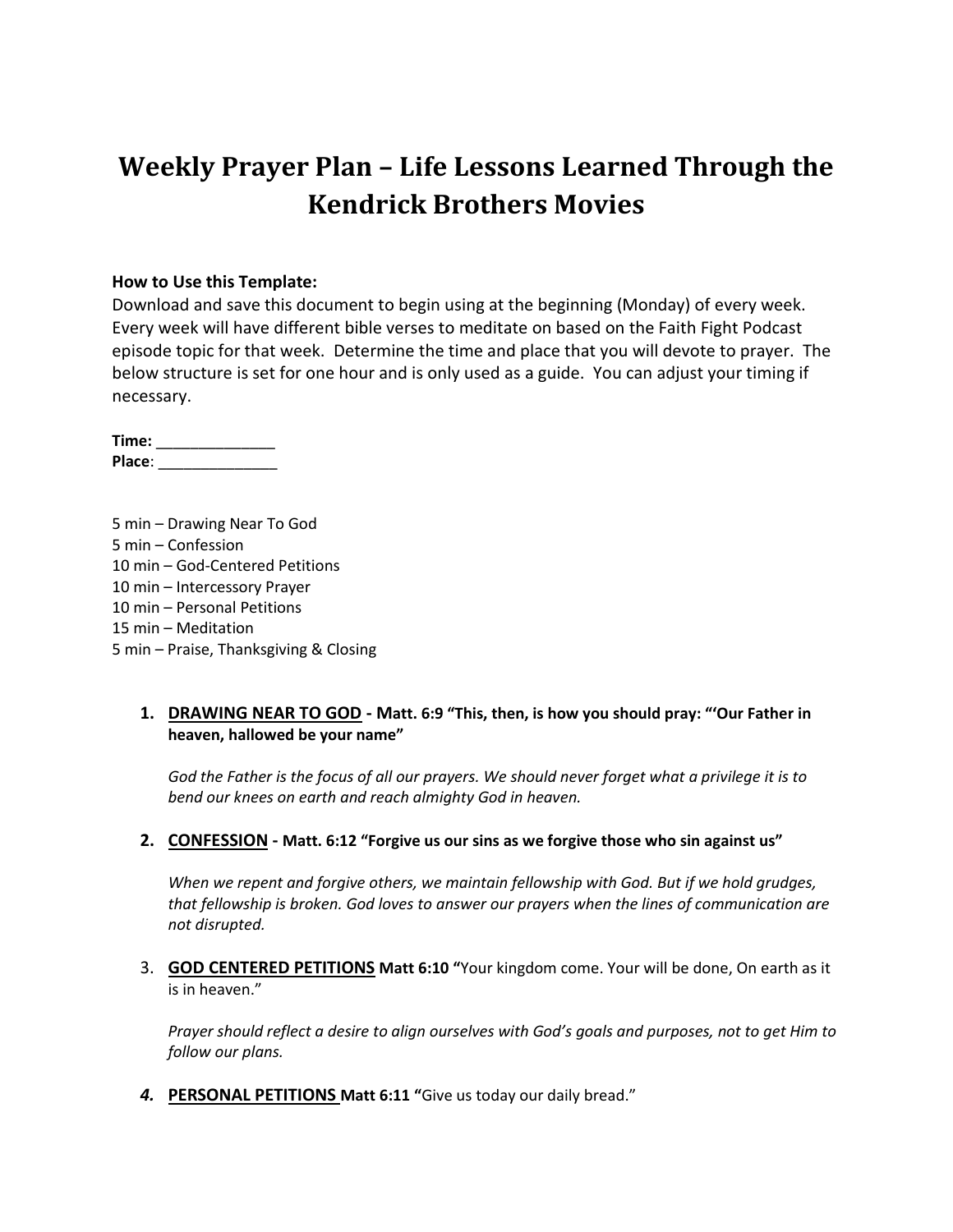# Weekly Prayer Plan – Life Lessons Learned Through the Kendrick Brothers Movies

**How to Use this Template:**
Download and save this document to begin using at the beginning (Monday) of every week. Every week will have different bible verses to meditate on based on the Faith Fight Podcast episode topic for that week. Determine the time and place that you will devote to prayer. The below structure is set for one hour and is only used as a guide. You can adjust your timing if necessary.

**Time:** ______________
**Place**: ______________

5 min – Drawing Near To God
5 min – Confession
10 min – God-Centered Petitions
10 min – Intercessory Prayer
10 min – Personal Petitions
15 min – Meditation
5 min – Praise, Thanksgiving & Closing

1. **DRAWING NEAR TO GOD - Matt. 6:9 "This, then, is how you should pray: "'Our Father in heaven, hallowed be your name"**

   *God the Father is the focus of all our prayers. We should never forget what a privilege it is to bend our knees on earth and reach almighty God in heaven.*

2. **CONFESSION - Matt. 6:12 "Forgive us our sins as we forgive those who sin against us"**

   *When we repent and forgive others, we maintain fellowship with God. But if we hold grudges, that fellowship is broken. God loves to answer our prayers when the lines of communication are not disrupted.*

3. **GOD CENTERED PETITIONS Matt 6:10 "**Your kingdom come. Your will be done, On earth as it is in heaven."

   *Prayer should reflect a desire to align ourselves with God's goals and purposes, not to get Him to follow our plans.*

4. **PERSONAL PETITIONS Matt 6:11 "**Give us today our daily bread."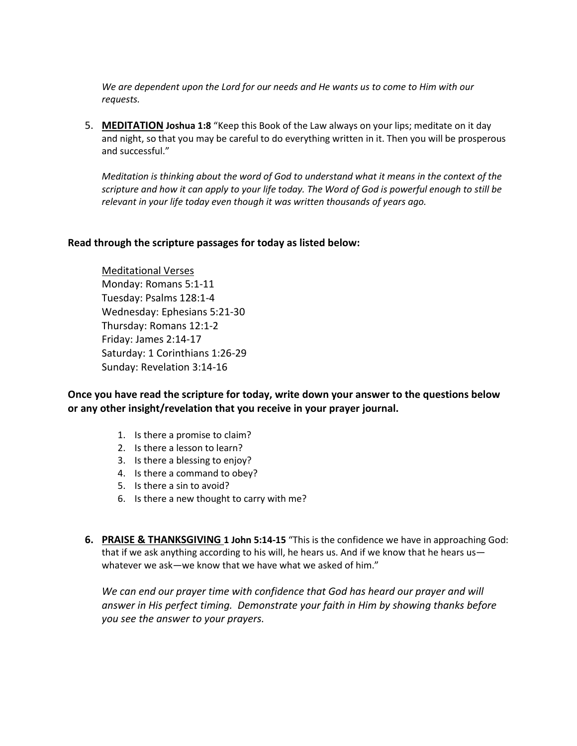*We are dependent upon the Lord for our needs and He wants us to come to Him with our requests.*

5. **MEDITATION** **Joshua 1:8** "Keep this Book of the Law always on your lips; meditate on it day and night, so that you may be careful to do everything written in it. Then you will be prosperous and successful."

   *Meditation is thinking about the word of God to understand what it means in the context of the scripture and how it can apply to your life today. The Word of God is powerful enough to still be relevant in your life today even though it was written thousands of years ago.*

**Read through the scripture passages for today as listed below:**

Meditational Verses
Monday: Romans 5:1-11
Tuesday: Psalms 128:1-4
Wednesday: Ephesians 5:21-30
Thursday: Romans 12:1-2
Friday: James 2:14-17
Saturday: 1 Corinthians 1:26-29
Sunday: Revelation 3:14-16

**Once you have read the scripture for today, write down your answer to the questions below or any other insight/revelation that you receive in your prayer journal.**

1. Is there a promise to claim?
2. Is there a lesson to learn?
3. Is there a blessing to enjoy?
4. Is there a command to obey?
5. Is there a sin to avoid?
6. Is there a new thought to carry with me?

6. **PRAISE & THANKSGIVING** **1 John 5:14-15** "This is the confidence we have in approaching God: that if we ask anything according to his will, he hears us. And if we know that he hears us—whatever we ask—we know that we have what we asked of him."

   *We can end our prayer time with confidence that God has heard our prayer and will answer in His perfect timing. Demonstrate your faith in Him by showing thanks before you see the answer to your prayers.*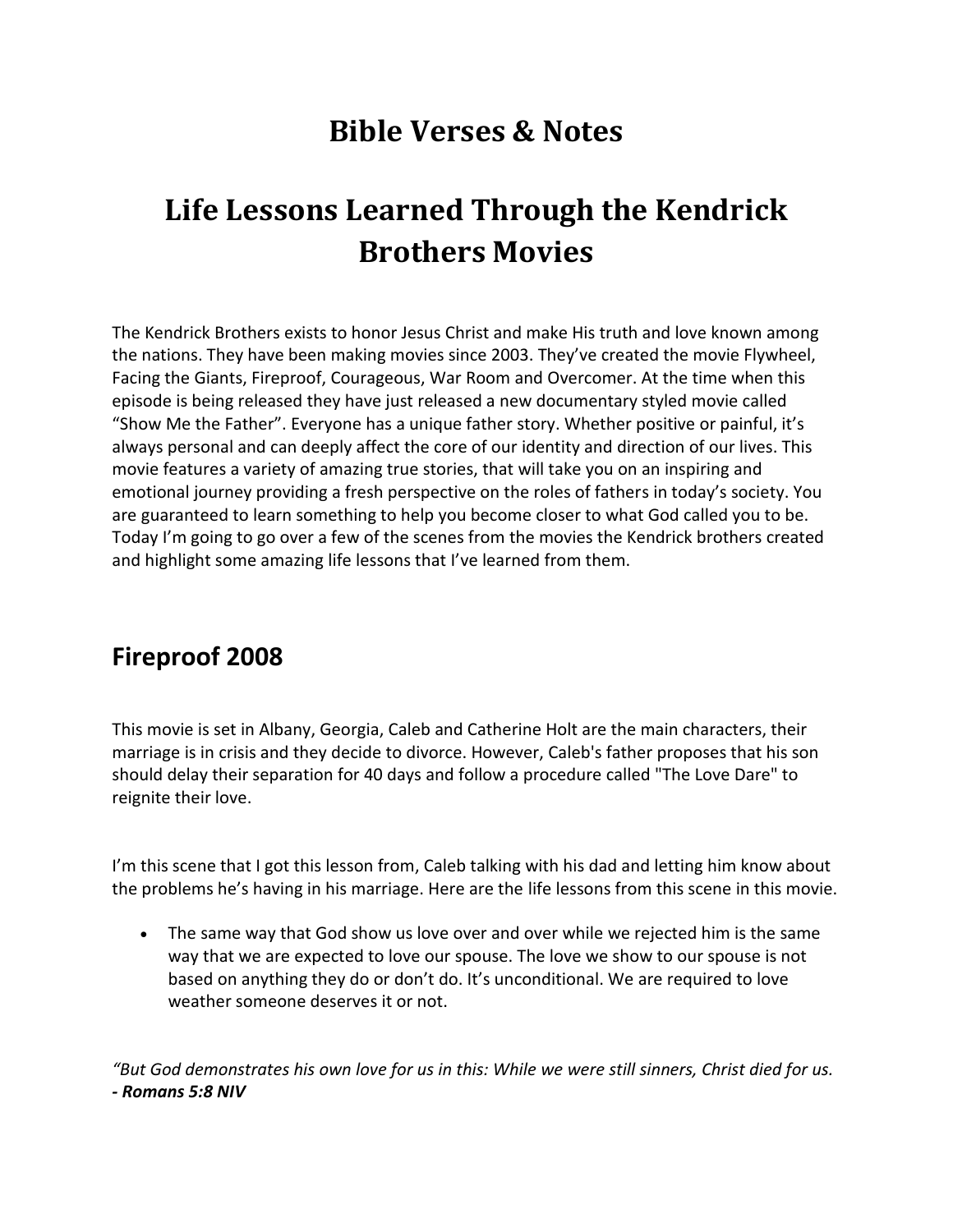# Bible Verses & Notes

# Life Lessons Learned Through the Kendrick Brothers Movies

The Kendrick Brothers exists to honor Jesus Christ and make His truth and love known among the nations. They have been making movies since 2003. They've created the movie Flywheel, Facing the Giants, Fireproof, Courageous, War Room and Overcomer. At the time when this episode is being released they have just released a new documentary styled movie called "Show Me the Father". Everyone has a unique father story. Whether positive or painful, it's always personal and can deeply affect the core of our identity and direction of our lives. This movie features a variety of amazing true stories, that will take you on an inspiring and emotional journey providing a fresh perspective on the roles of fathers in today's society. You are guaranteed to learn something to help you become closer to what God called you to be. Today I'm going to go over a few of the scenes from the movies the Kendrick brothers created and highlight some amazing life lessons that I've learned from them.

## Fireproof 2008

This movie is set in Albany, Georgia, Caleb and Catherine Holt are the main characters, their marriage is in crisis and they decide to divorce. However, Caleb's father proposes that his son should delay their separation for 40 days and follow a procedure called "The Love Dare" to reignite their love.

I'm this scene that I got this lesson from, Caleb talking with his dad and letting him know about the problems he's having in his marriage. Here are the life lessons from this scene in this movie.

- The same way that God show us love over and over while we rejected him is the same way that we are expected to love our spouse. The love we show to our spouse is not based on anything they do or don't do. It's unconditional. We are required to love weather someone deserves it or not.

*"But God demonstrates his own love for us in this: While we were still sinners, Christ died for us.*
***- Romans 5:8 NIV***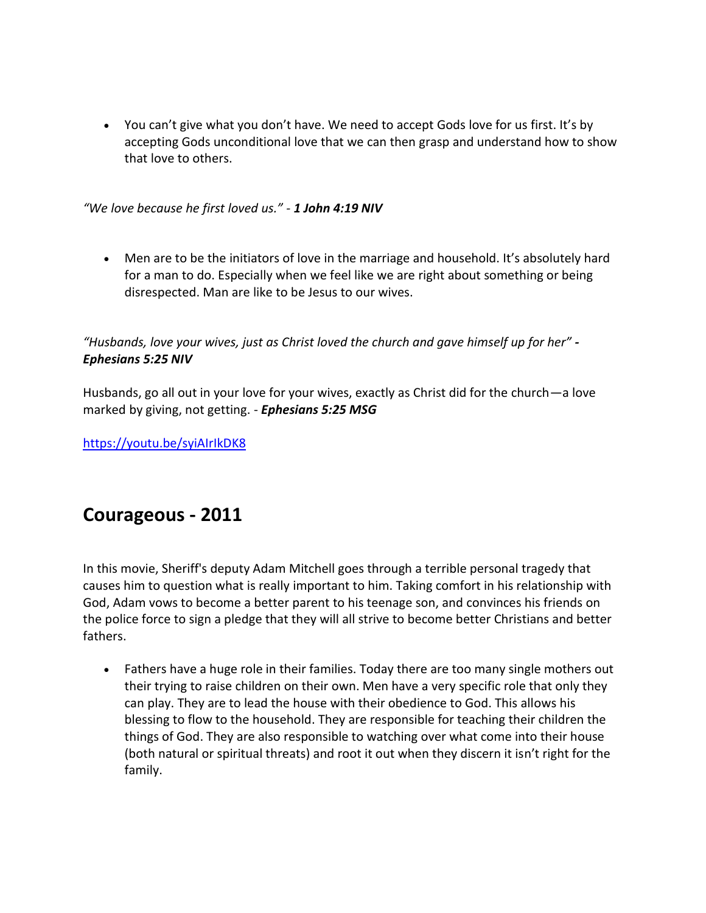- You can't give what you don't have. We need to accept Gods love for us first. It's by accepting Gods unconditional love that we can then grasp and understand how to show that love to others.

*"We love because he first loved us." - **1 John 4:19 NIV***

- Men are to be the initiators of love in the marriage and household. It's absolutely hard for a man to do. Especially when we feel like we are right about something or being disrespected. Man are like to be Jesus to our wives.

*"Husbands, love your wives, just as Christ loved the church and gave himself up for her" **- Ephesians 5:25 NIV***

Husbands, go all out in your love for your wives, exactly as Christ did for the church—a love marked by giving, not getting. - ***Ephesians 5:25 MSG***

https://youtu.be/syiAIrIkDK8

## Courageous - 2011

In this movie, Sheriff's deputy Adam Mitchell goes through a terrible personal tragedy that causes him to question what is really important to him. Taking comfort in his relationship with God, Adam vows to become a better parent to his teenage son, and convinces his friends on the police force to sign a pledge that they will all strive to become better Christians and better fathers.

- Fathers have a huge role in their families. Today there are too many single mothers out their trying to raise children on their own. Men have a very specific role that only they can play. They are to lead the house with their obedience to God. This allows his blessing to flow to the household. They are responsible for teaching their children the things of God. They are also responsible to watching over what come into their house (both natural or spiritual threats) and root it out when they discern it isn't right for the family.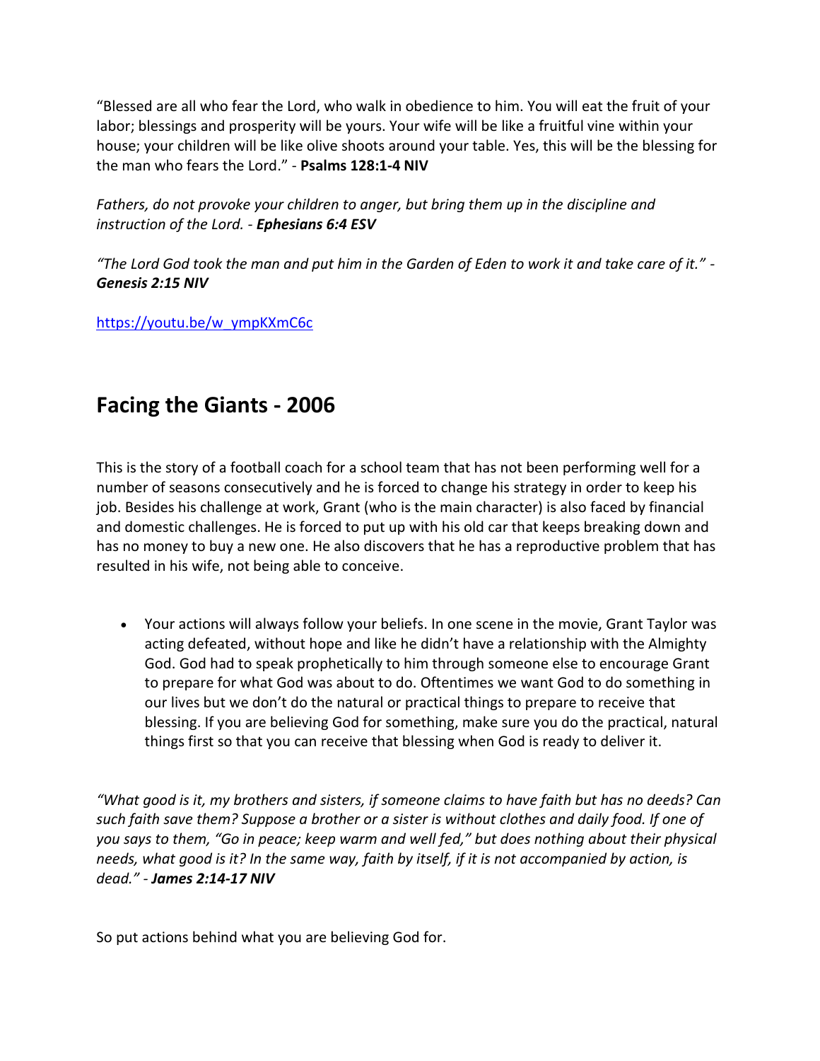"Blessed are all who fear the Lord, who walk in obedience to him. You will eat the fruit of your labor; blessings and prosperity will be yours. Your wife will be like a fruitful vine within your house; your children will be like olive shoots around your table. Yes, this will be the blessing for the man who fears the Lord." - **Psalms 128:1-4 NIV**

*Fathers, do not provoke your children to anger, but bring them up in the discipline and instruction of the Lord. - **Ephesians 6:4 ESV***

*"The Lord God took the man and put him in the Garden of Eden to work it and take care of it." - **Genesis 2:15 NIV***

[https://youtu.be/w_ympKXmC6c](https://youtu.be/w_ympKXmC6c)

## Facing the Giants - 2006

This is the story of a football coach for a school team that has not been performing well for a number of seasons consecutively and he is forced to change his strategy in order to keep his job. Besides his challenge at work, Grant (who is the main character) is also faced by financial and domestic challenges. He is forced to put up with his old car that keeps breaking down and has no money to buy a new one. He also discovers that he has a reproductive problem that has resulted in his wife, not being able to conceive.

- Your actions will always follow your beliefs. In one scene in the movie, Grant Taylor was acting defeated, without hope and like he didn't have a relationship with the Almighty God. God had to speak prophetically to him through someone else to encourage Grant to prepare for what God was about to do. Oftentimes we want God to do something in our lives but we don't do the natural or practical things to prepare to receive that blessing. If you are believing God for something, make sure you do the practical, natural things first so that you can receive that blessing when God is ready to deliver it.

*"What good is it, my brothers and sisters, if someone claims to have faith but has no deeds? Can such faith save them? Suppose a brother or a sister is without clothes and daily food. If one of you says to them, "Go in peace; keep warm and well fed," but does nothing about their physical needs, what good is it? In the same way, faith by itself, if it is not accompanied by action, is dead." - **James 2:14-17 NIV***

So put actions behind what you are believing God for.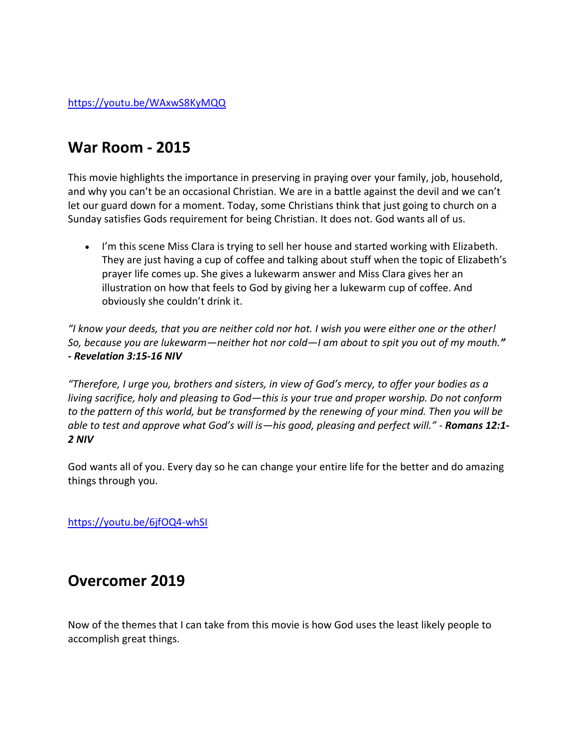https://youtu.be/WAxwS8KyMQQ

## War Room - 2015

This movie highlights the importance in preserving in praying over your family, job, household, and why you can't be an occasional Christian. We are in a battle against the devil and we can't let our guard down for a moment. Today, some Christians think that just going to church on a Sunday satisfies Gods requirement for being Christian. It does not. God wants all of us.

- I'm this scene Miss Clara is trying to sell her house and started working with Elizabeth. They are just having a cup of coffee and talking about stuff when the topic of Elizabeth's prayer life comes up. She gives a lukewarm answer and Miss Clara gives her an illustration on how that feels to God by giving her a lukewarm cup of coffee. And obviously she couldn't drink it.

*"I know your deeds, that you are neither cold nor hot. I wish you were either one or the other! So, because you are lukewarm—neither hot nor cold—I am about to spit you out of my mouth."* ***- Revelation 3:15-16 NIV***

*"Therefore, I urge you, brothers and sisters, in view of God's mercy, to offer your bodies as a living sacrifice, holy and pleasing to God—this is your true and proper worship. Do not conform to the pattern of this world, but be transformed by the renewing of your mind. Then you will be able to test and approve what God's will is—his good, pleasing and perfect will." -* ***Romans 12:1-2 NIV***

God wants all of you. Every day so he can change your entire life for the better and do amazing things through you.

https://youtu.be/6jfOQ4-whSI

## Overcomer 2019

Now of the themes that I can take from this movie is how God uses the least likely people to accomplish great things.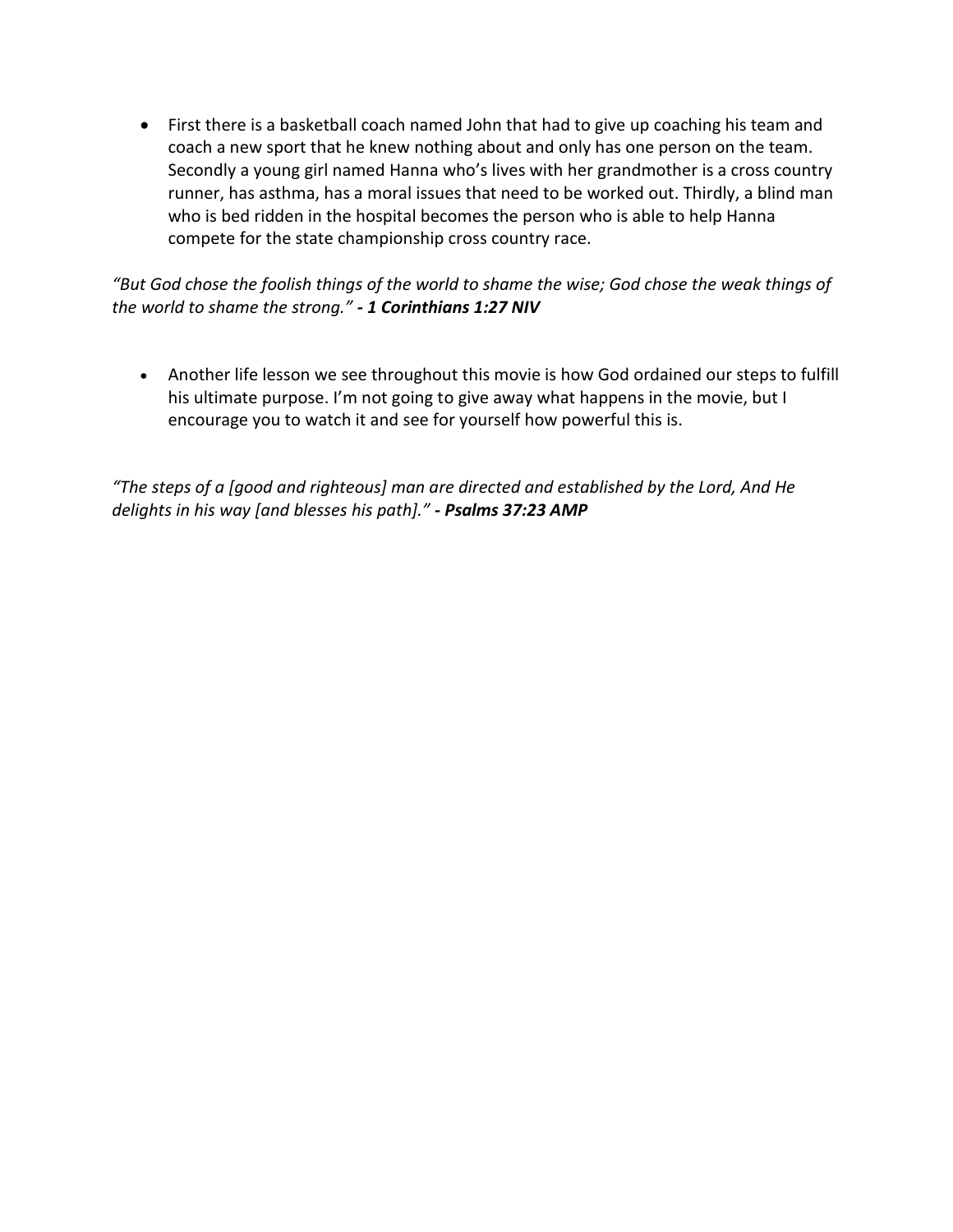- First there is a basketball coach named John that had to give up coaching his team and coach a new sport that he knew nothing about and only has one person on the team. Secondly a young girl named Hanna who's lives with her grandmother is a cross country runner, has asthma, has a moral issues that need to be worked out. Thirdly, a blind man who is bed ridden in the hospital becomes the person who is able to help Hanna compete for the state championship cross country race.

*"But God chose the foolish things of the world to shame the wise; God chose the weak things of the world to shame the strong."* ***- 1 Corinthians 1:27 NIV***

- Another life lesson we see throughout this movie is how God ordained our steps to fulfill his ultimate purpose. I'm not going to give away what happens in the movie, but I encourage you to watch it and see for yourself how powerful this is.

*"The steps of a [good and righteous] man are directed and established by the Lord, And He delights in his way [and blesses his path]."* ***- Psalms 37:23 AMP***